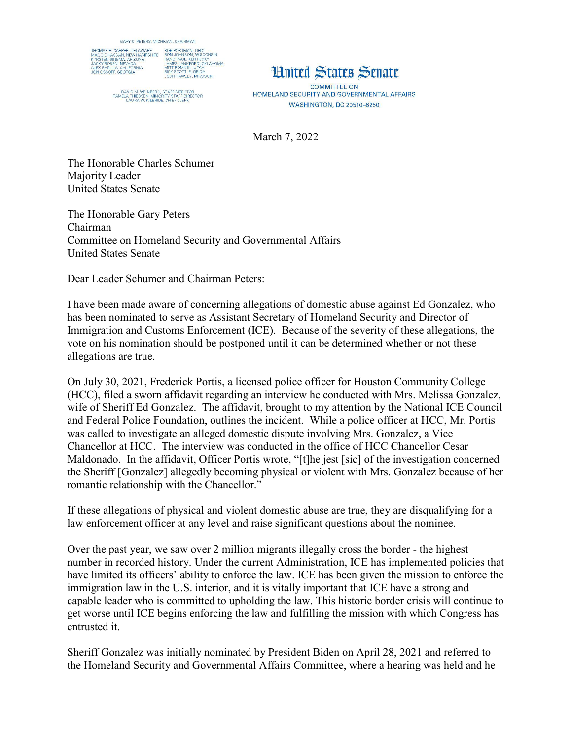GARY C. PETERS, MICHIGAN, CHAIRMAN

THOMAS R. CARPER, DELAWARE
MAGGIE HASSAN, NEW HAMPSHIRE
KYRSTEN SINEMA, ARIZONA
JACKY ROSEN, NEVADA
ALEX PADILLA, CALIFORNIA
JON OSSOFF, GEORGIA

ROB PORTMAN, OHIO
RON JOHNSON, WISCONSIN
RAND PAUL, KENTUCKY
JAMES LANKFORD, OKLAHOMA
MITT ROMNEY, UTAH
RICK SCOTT, FLORIDA
JOSH HAWLEY, MISSOURI

DAVID M. WEINBERG, STAFF DIRECTOR
PAMELA THIESSEN, MINORITY STAFF DIRECTOR
LAURA W. KILBRIDE, CHIEF CLERK

# United States Senate

COMMITTEE ON
HOMELAND SECURITY AND GOVERNMENTAL AFFAIRS
WASHINGTON, DC 20510–6250

March 7, 2022

The Honorable Charles Schumer
Majority Leader
United States Senate

The Honorable Gary Peters
Chairman
Committee on Homeland Security and Governmental Affairs
United States Senate

Dear Leader Schumer and Chairman Peters:

I have been made aware of concerning allegations of domestic abuse against Ed Gonzalez, who has been nominated to serve as Assistant Secretary of Homeland Security and Director of Immigration and Customs Enforcement (ICE). Because of the severity of these allegations, the vote on his nomination should be postponed until it can be determined whether or not these allegations are true.

On July 30, 2021, Frederick Portis, a licensed police officer for Houston Community College (HCC), filed a sworn affidavit regarding an interview he conducted with Mrs. Melissa Gonzalez, wife of Sheriff Ed Gonzalez. The affidavit, brought to my attention by the National ICE Council and Federal Police Foundation, outlines the incident. While a police officer at HCC, Mr. Portis was called to investigate an alleged domestic dispute involving Mrs. Gonzalez, a Vice Chancellor at HCC. The interview was conducted in the office of HCC Chancellor Cesar Maldonado. In the affidavit, Officer Portis wrote, "[t]he jest [sic] of the investigation concerned the Sheriff [Gonzalez] allegedly becoming physical or violent with Mrs. Gonzalez because of her romantic relationship with the Chancellor."

If these allegations of physical and violent domestic abuse are true, they are disqualifying for a law enforcement officer at any level and raise significant questions about the nominee.

Over the past year, we saw over 2 million migrants illegally cross the border - the highest number in recorded history. Under the current Administration, ICE has implemented policies that have limited its officers' ability to enforce the law. ICE has been given the mission to enforce the immigration law in the U.S. interior, and it is vitally important that ICE have a strong and capable leader who is committed to upholding the law. This historic border crisis will continue to get worse until ICE begins enforcing the law and fulfilling the mission with which Congress has entrusted it.

Sheriff Gonzalez was initially nominated by President Biden on April 28, 2021 and referred to the Homeland Security and Governmental Affairs Committee, where a hearing was held and he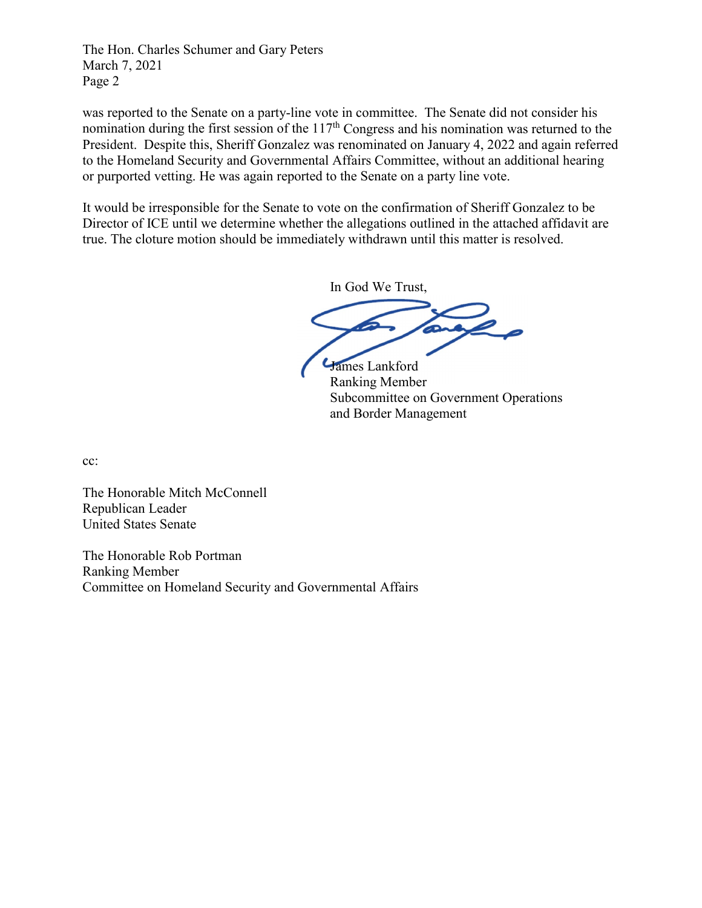was reported to the Senate on a party-line vote in committee. The Senate did not consider his nomination during the first session of the 117th Congress and his nomination was returned to the President. Despite this, Sheriff Gonzalez was renominated on January 4, 2022 and again referred to the Homeland Security and Governmental Affairs Committee, without an additional hearing or purported vetting. He was again reported to the Senate on a party line vote.

It would be irresponsible for the Senate to vote on the confirmation of Sheriff Gonzalez to be Director of ICE until we determine whether the allegations outlined in the attached affidavit are true. The cloture motion should be immediately withdrawn until this matter is resolved.

In God We Trust,

James Lankford
Ranking Member
Subcommittee on Government Operations
and Border Management

cc:

The Honorable Mitch McConnell
Republican Leader
United States Senate

The Honorable Rob Portman
Ranking Member
Committee on Homeland Security and Governmental Affairs